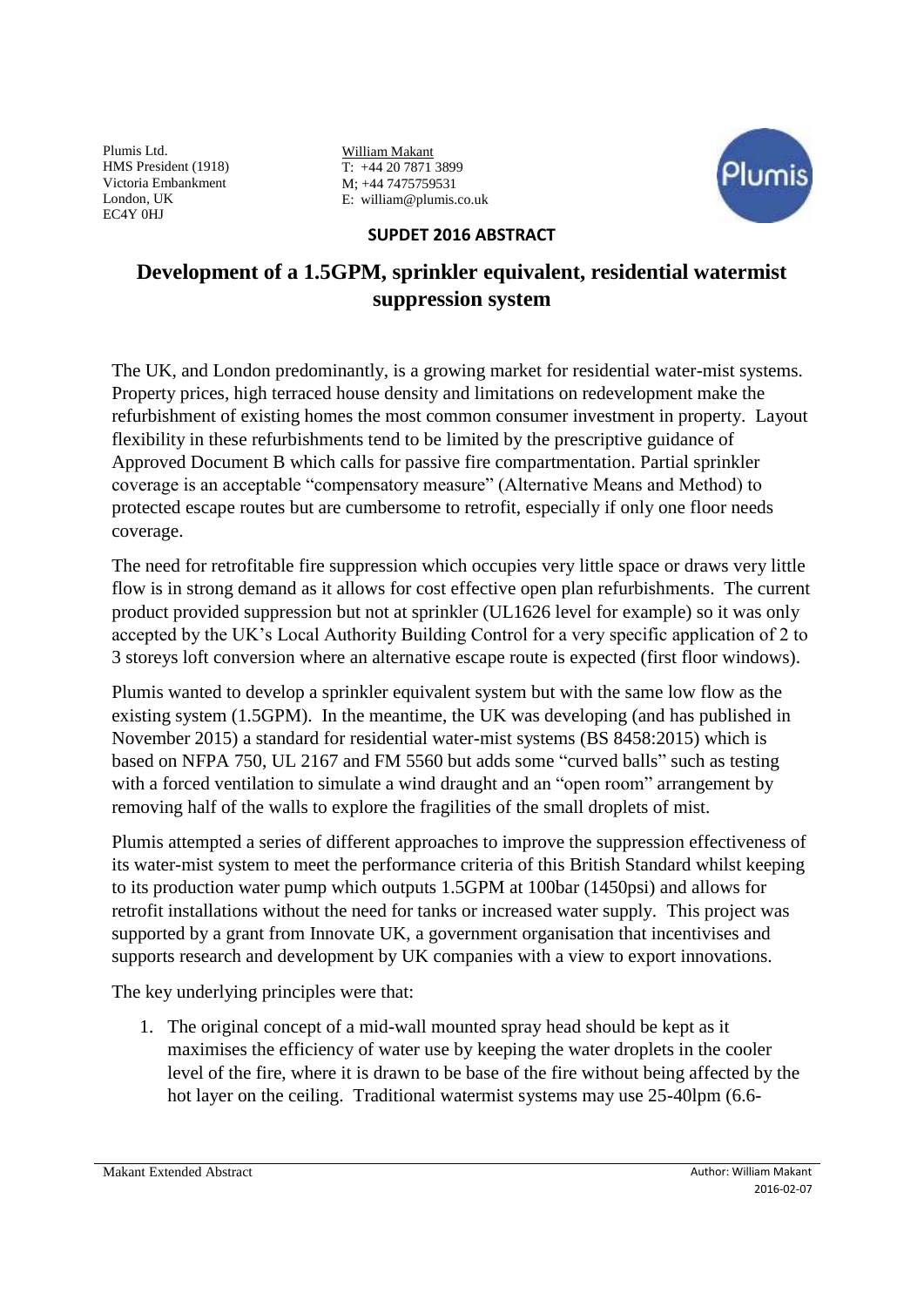Plumis Ltd.
HMS President (1918)
Victoria Embankment
London, UK
EC4Y 0HJ

William Makant
T: +44 20 7871 3899
M; +44 7475759531
E: william@plumis.co.uk

**SUPDET 2016 ABSTRACT**

# Development of a 1.5GPM, sprinkler equivalent, residential watermist suppression system

The UK, and London predominantly, is a growing market for residential water-mist systems. Property prices, high terraced house density and limitations on redevelopment make the refurbishment of existing homes the most common consumer investment in property. Layout flexibility in these refurbishments tend to be limited by the prescriptive guidance of Approved Document B which calls for passive fire compartmentation. Partial sprinkler coverage is an acceptable "compensatory measure" (Alternative Means and Method) to protected escape routes but are cumbersome to retrofit, especially if only one floor needs coverage.

The need for retrofitable fire suppression which occupies very little space or draws very little flow is in strong demand as it allows for cost effective open plan refurbishments. The current product provided suppression but not at sprinkler (UL1626 level for example) so it was only accepted by the UK's Local Authority Building Control for a very specific application of 2 to 3 storeys loft conversion where an alternative escape route is expected (first floor windows).

Plumis wanted to develop a sprinkler equivalent system but with the same low flow as the existing system (1.5GPM). In the meantime, the UK was developing (and has published in November 2015) a standard for residential water-mist systems (BS 8458:2015) which is based on NFPA 750, UL 2167 and FM 5560 but adds some "curved balls" such as testing with a forced ventilation to simulate a wind draught and an "open room" arrangement by removing half of the walls to explore the fragilities of the small droplets of mist.

Plumis attempted a series of different approaches to improve the suppression effectiveness of its water-mist system to meet the performance criteria of this British Standard whilst keeping to its production water pump which outputs 1.5GPM at 100bar (1450psi) and allows for retrofit installations without the need for tanks or increased water supply. This project was supported by a grant from Innovate UK, a government organisation that incentivises and supports research and development by UK companies with a view to export innovations.

The key underlying principles were that:

1. The original concept of a mid-wall mounted spray head should be kept as it maximises the efficiency of water use by keeping the water droplets in the cooler level of the fire, where it is drawn to be base of the fire without being affected by the hot layer on the ceiling. Traditional watermist systems may use 25-40lpm (6.6-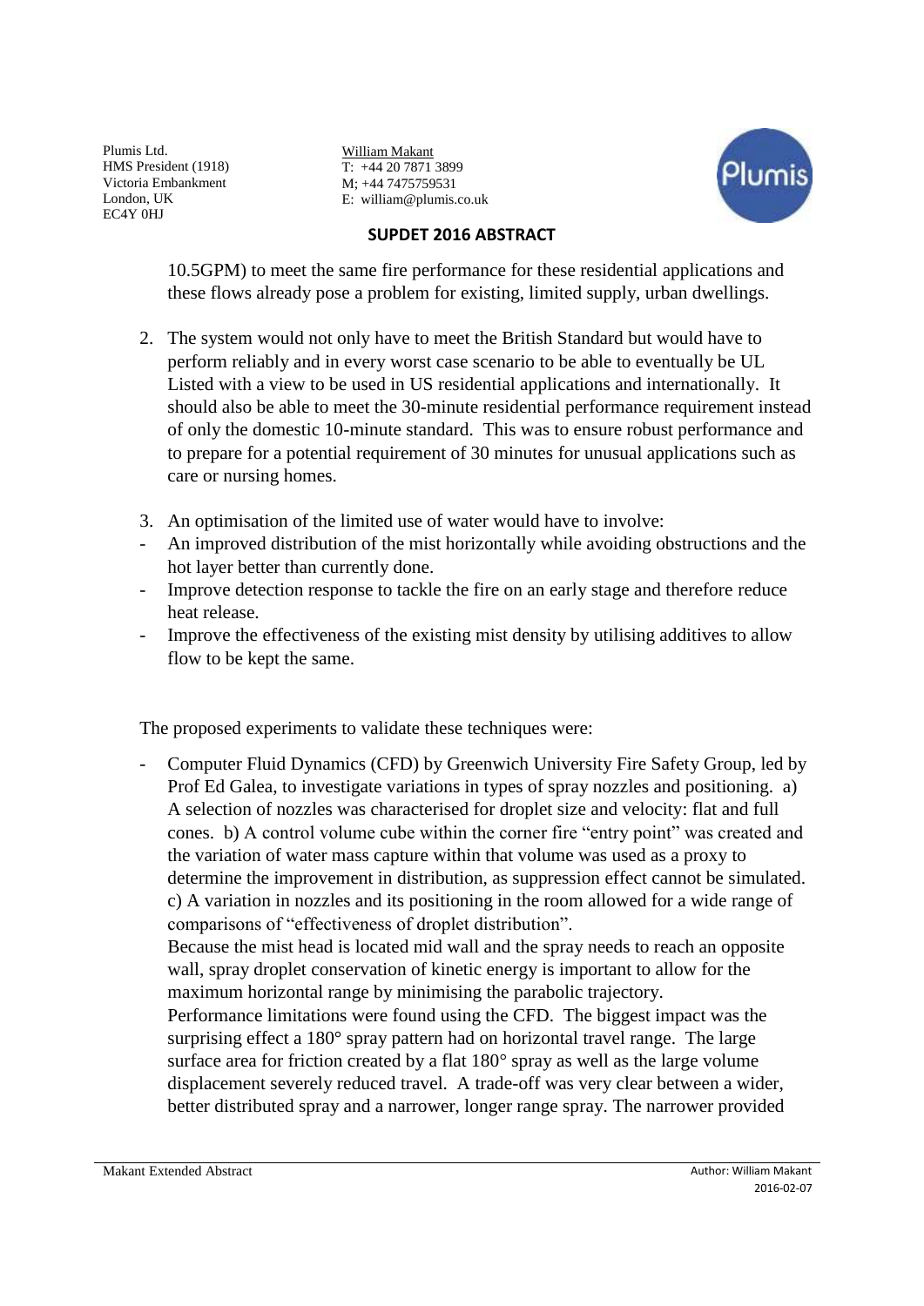10.5GPM) to meet the same fire performance for these residential applications and these flows already pose a problem for existing, limited supply, urban dwellings.

2. The system would not only have to meet the British Standard but would have to perform reliably and in every worst case scenario to be able to eventually be UL Listed with a view to be used in US residential applications and internationally. It should also be able to meet the 30-minute residential performance requirement instead of only the domestic 10-minute standard. This was to ensure robust performance and to prepare for a potential requirement of 30 minutes for unusual applications such as care or nursing homes.

3. An optimisation of the limited use of water would have to involve:

- An improved distribution of the mist horizontally while avoiding obstructions and the hot layer better than currently done.
- Improve detection response to tackle the fire on an early stage and therefore reduce heat release.
- Improve the effectiveness of the existing mist density by utilising additives to allow flow to be kept the same.

The proposed experiments to validate these techniques were:

- Computer Fluid Dynamics (CFD) by Greenwich University Fire Safety Group, led by Prof Ed Galea, to investigate variations in types of spray nozzles and positioning. a) A selection of nozzles was characterised for droplet size and velocity: flat and full cones. b) A control volume cube within the corner fire "entry point" was created and the variation of water mass capture within that volume was used as a proxy to determine the improvement in distribution, as suppression effect cannot be simulated. c) A variation in nozzles and its positioning in the room allowed for a wide range of comparisons of "effectiveness of droplet distribution".

  Because the mist head is located mid wall and the spray needs to reach an opposite wall, spray droplet conservation of kinetic energy is important to allow for the maximum horizontal range by minimising the parabolic trajectory.

  Performance limitations were found using the CFD. The biggest impact was the surprising effect a 180° spray pattern had on horizontal travel range. The large surface area for friction created by a flat 180° spray as well as the large volume displacement severely reduced travel. A trade-off was very clear between a wider, better distributed spray and a narrower, longer range spray. The narrower provided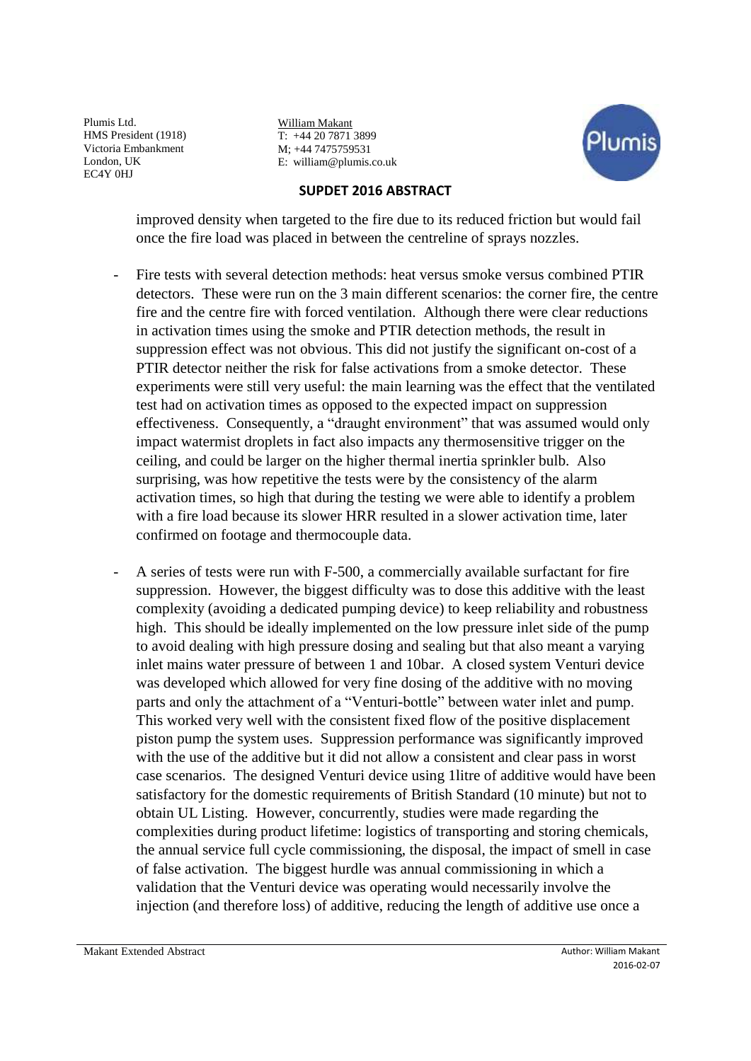improved density when targeted to the fire due to its reduced friction but would fail once the fire load was placed in between the centreline of sprays nozzles.

- Fire tests with several detection methods: heat versus smoke versus combined PTIR detectors. These were run on the 3 main different scenarios: the corner fire, the centre fire and the centre fire with forced ventilation. Although there were clear reductions in activation times using the smoke and PTIR detection methods, the result in suppression effect was not obvious. This did not justify the significant on-cost of a PTIR detector neither the risk for false activations from a smoke detector. These experiments were still very useful: the main learning was the effect that the ventilated test had on activation times as opposed to the expected impact on suppression effectiveness. Consequently, a "draught environment" that was assumed would only impact watermist droplets in fact also impacts any thermosensitive trigger on the ceiling, and could be larger on the higher thermal inertia sprinkler bulb. Also surprising, was how repetitive the tests were by the consistency of the alarm activation times, so high that during the testing we were able to identify a problem with a fire load because its slower HRR resulted in a slower activation time, later confirmed on footage and thermocouple data.

- A series of tests were run with F-500, a commercially available surfactant for fire suppression. However, the biggest difficulty was to dose this additive with the least complexity (avoiding a dedicated pumping device) to keep reliability and robustness high. This should be ideally implemented on the low pressure inlet side of the pump to avoid dealing with high pressure dosing and sealing but that also meant a varying inlet mains water pressure of between 1 and 10bar. A closed system Venturi device was developed which allowed for very fine dosing of the additive with no moving parts and only the attachment of a "Venturi-bottle" between water inlet and pump. This worked very well with the consistent fixed flow of the positive displacement piston pump the system uses. Suppression performance was significantly improved with the use of the additive but it did not allow a consistent and clear pass in worst case scenarios. The designed Venturi device using 1litre of additive would have been satisfactory for the domestic requirements of British Standard (10 minute) but not to obtain UL Listing. However, concurrently, studies were made regarding the complexities during product lifetime: logistics of transporting and storing chemicals, the annual service full cycle commissioning, the disposal, the impact of smell in case of false activation. The biggest hurdle was annual commissioning in which a validation that the Venturi device was operating would necessarily involve the injection (and therefore loss) of additive, reducing the length of additive use once a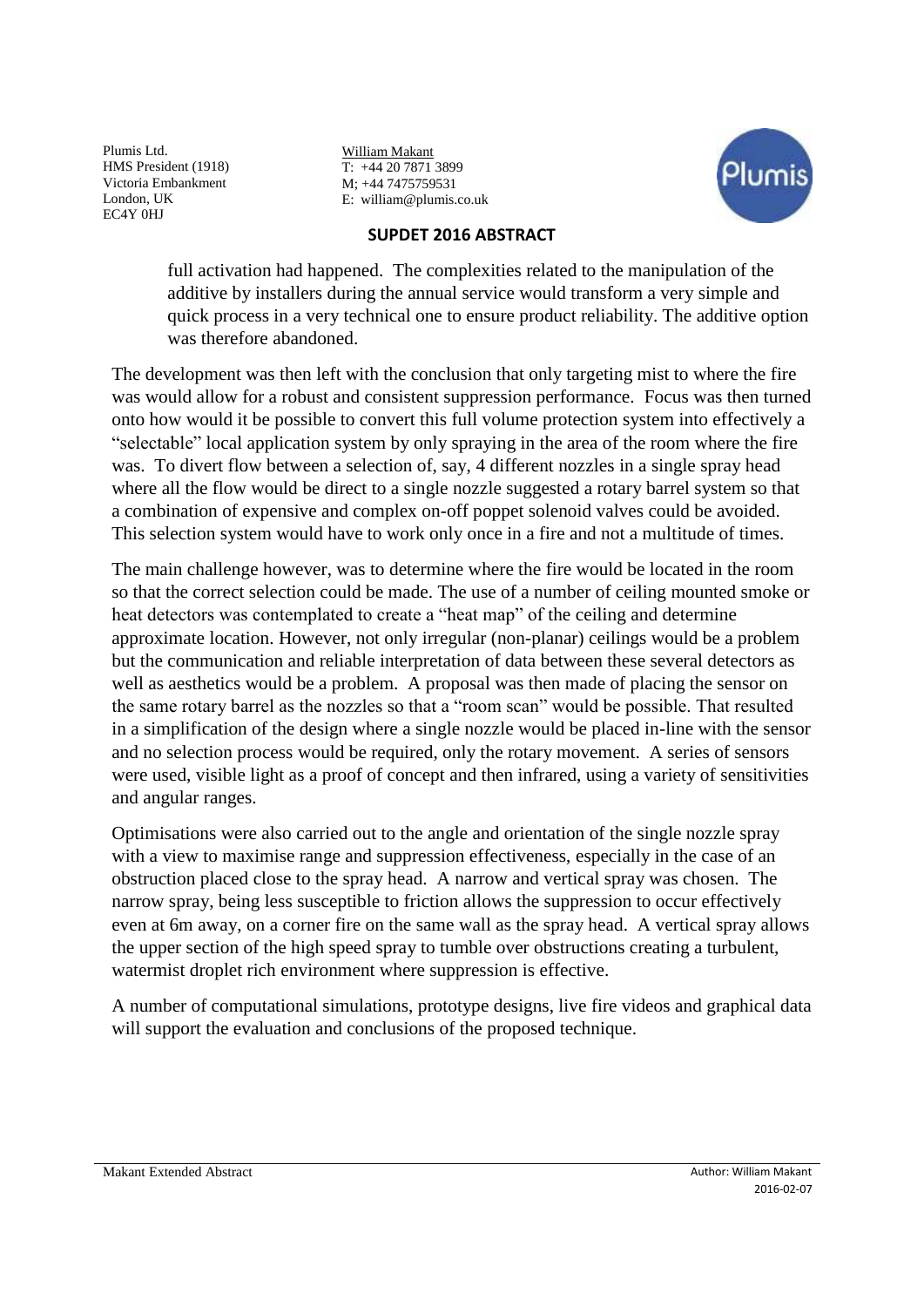full activation had happened. The complexities related to the manipulation of the additive by installers during the annual service would transform a very simple and quick process in a very technical one to ensure product reliability. The additive option was therefore abandoned.

The development was then left with the conclusion that only targeting mist to where the fire was would allow for a robust and consistent suppression performance. Focus was then turned onto how would it be possible to convert this full volume protection system into effectively a "selectable" local application system by only spraying in the area of the room where the fire was. To divert flow between a selection of, say, 4 different nozzles in a single spray head where all the flow would be direct to a single nozzle suggested a rotary barrel system so that a combination of expensive and complex on-off poppet solenoid valves could be avoided. This selection system would have to work only once in a fire and not a multitude of times.

The main challenge however, was to determine where the fire would be located in the room so that the correct selection could be made. The use of a number of ceiling mounted smoke or heat detectors was contemplated to create a "heat map" of the ceiling and determine approximate location. However, not only irregular (non-planar) ceilings would be a problem but the communication and reliable interpretation of data between these several detectors as well as aesthetics would be a problem. A proposal was then made of placing the sensor on the same rotary barrel as the nozzles so that a "room scan" would be possible. That resulted in a simplification of the design where a single nozzle would be placed in-line with the sensor and no selection process would be required, only the rotary movement. A series of sensors were used, visible light as a proof of concept and then infrared, using a variety of sensitivities and angular ranges.

Optimisations were also carried out to the angle and orientation of the single nozzle spray with a view to maximise range and suppression effectiveness, especially in the case of an obstruction placed close to the spray head. A narrow and vertical spray was chosen. The narrow spray, being less susceptible to friction allows the suppression to occur effectively even at 6m away, on a corner fire on the same wall as the spray head. A vertical spray allows the upper section of the high speed spray to tumble over obstructions creating a turbulent, watermist droplet rich environment where suppression is effective.

A number of computational simulations, prototype designs, live fire videos and graphical data will support the evaluation and conclusions of the proposed technique.